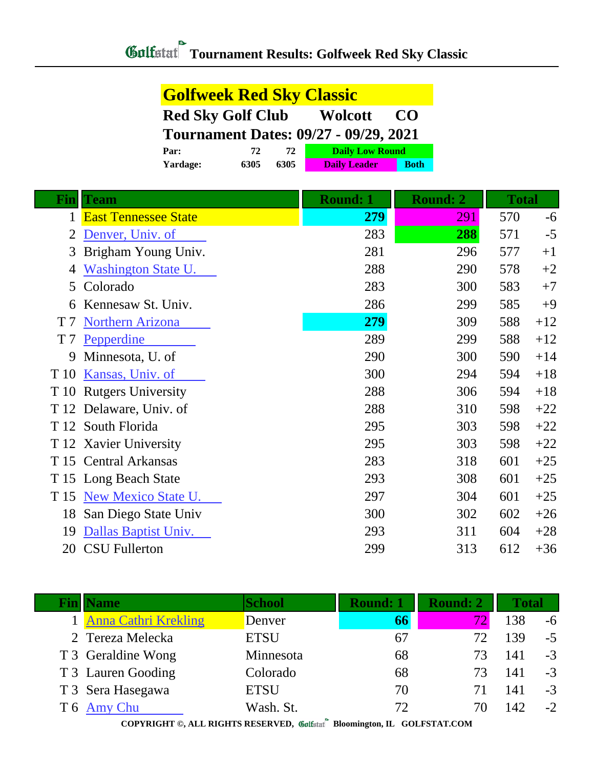# Tournament Results: Golfweek Red Sky Classic

## Golfweek Red Sky Classic

**Red Sky Golf Club Wolcott CO**

**Tournament Dates: 09/27 - 09/29, 2021**

| | | | |
|---|---|---|---|
| **Par:** | **72** | **72** | **Daily Low Round** |
| **Yardage:** | **6305** | **6305** | **Daily Leader** / **Both** |

| Fin | Team | Round: 1 | Round: 2 | Total | |
|---|---|---|---|---|---|
| 1 | East Tennessee State | **279** | 291 | 570 | -6 |
| 2 | Denver, Univ. of | 283 | **288** | 571 | -5 |
| 3 | Brigham Young Univ. | 281 | 296 | 577 | +1 |
| 4 | Washington State U. | 288 | 290 | 578 | +2 |
| 5 | Colorado | 283 | 300 | 583 | +7 |
| 6 | Kennesaw St. Univ. | 286 | 299 | 585 | +9 |
| T 7 | Northern Arizona | **279** | 309 | 588 | +12 |
| T 7 | Pepperdine | 289 | 299 | 588 | +12 |
| 9 | Minnesota, U. of | 290 | 300 | 590 | +14 |
| T 10 | Kansas, Univ. of | 300 | 294 | 594 | +18 |
| T 10 | Rutgers University | 288 | 306 | 594 | +18 |
| T 12 | Delaware, Univ. of | 288 | 310 | 598 | +22 |
| T 12 | South Florida | 295 | 303 | 598 | +22 |
| T 12 | Xavier University | 295 | 303 | 598 | +22 |
| T 15 | Central Arkansas | 283 | 318 | 601 | +25 |
| T 15 | Long Beach State | 293 | 308 | 601 | +25 |
| T 15 | New Mexico State U. | 297 | 304 | 601 | +25 |
| 18 | San Diego State Univ | 300 | 302 | 602 | +26 |
| 19 | Dallas Baptist Univ. | 293 | 311 | 604 | +28 |
| 20 | CSU Fullerton | 299 | 313 | 612 | +36 |

| Fin | Name | School | Round: 1 | Round: 2 | Total | |
|---|---|---|---|---|---|---|
| 1 | Anna Cathri Krekling | Denver | **66** | 72 | 138 | -6 |
| 2 | Tereza Melecka | ETSU | 67 | 72 | 139 | -5 |
| T 3 | Geraldine Wong | Minnesota | 68 | 73 | 141 | -3 |
| T 3 | Lauren Gooding | Colorado | 68 | 73 | 141 | -3 |
| T 3 | Sera Hasegawa | ETSU | 70 | 71 | 141 | -3 |
| T 6 | Amy Chu | Wash. St. | 72 | 70 | 142 | -2 |

COPYRIGHT ©, ALL RIGHTS RESERVED, Golfstat Bloomington, IL GOLFSTAT.COM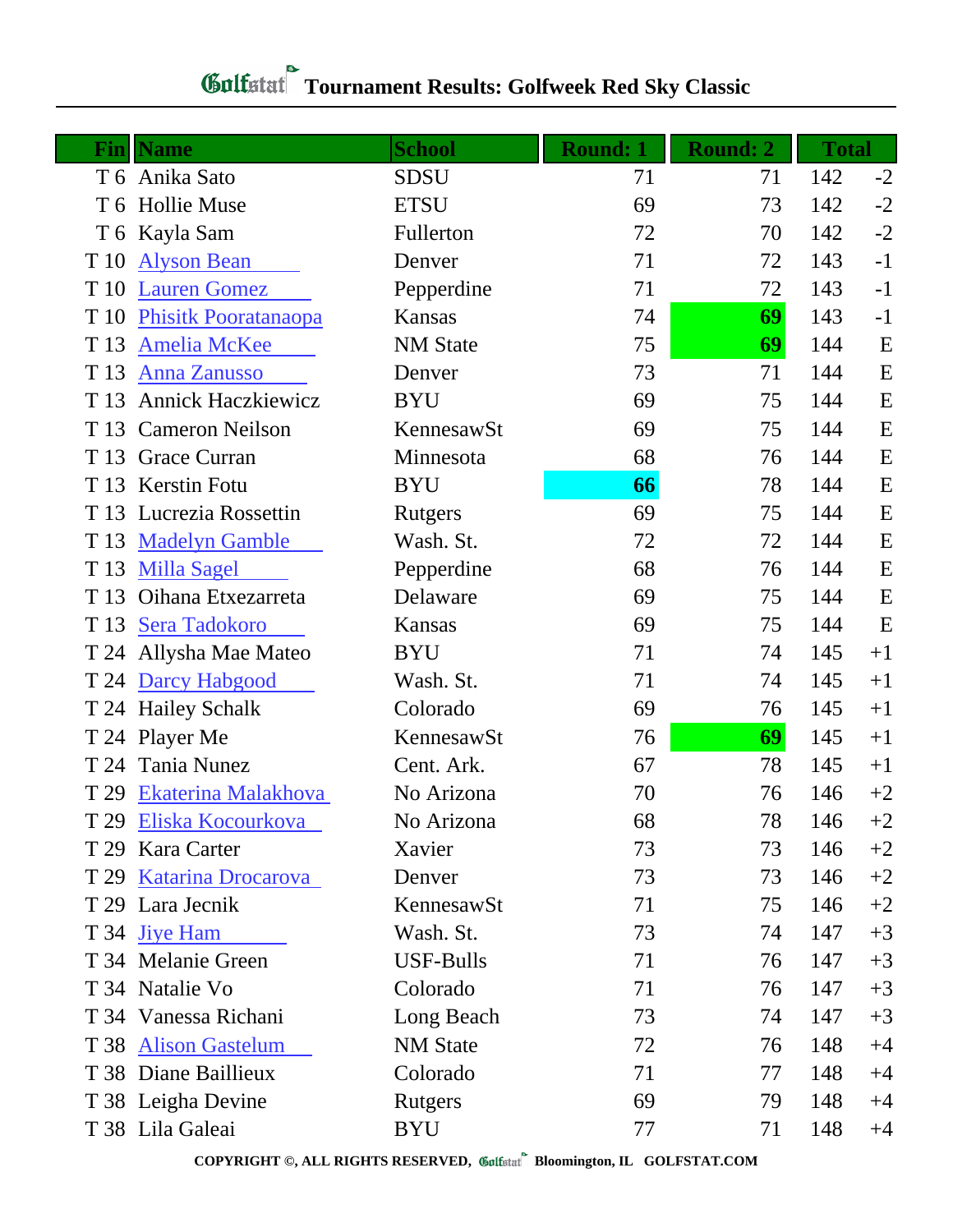# Tournament Results: Golfweek Red Sky Classic

| Fin | Name | School | Round: 1 | Round: 2 | Total | |
|---|---|---|---|---|---|---|
| T 6 | Anika Sato | SDSU | 71 | 71 | 142 | -2 |
| T 6 | Hollie Muse | ETSU | 69 | 73 | 142 | -2 |
| T 6 | Kayla Sam | Fullerton | 72 | 70 | 142 | -2 |
| T 10 | Alyson Bean | Denver | 71 | 72 | 143 | -1 |
| T 10 | Lauren Gomez | Pepperdine | 71 | 72 | 143 | -1 |
| T 10 | Phisitk Pooratanaopa | Kansas | 74 | **69** | 143 | -1 |
| T 13 | Amelia McKee | NM State | 75 | **69** | 144 | E |
| T 13 | Anna Zanusso | Denver | 73 | 71 | 144 | E |
| T 13 | Annick Haczkiewicz | BYU | 69 | 75 | 144 | E |
| T 13 | Cameron Neilson | KennesawSt | 69 | 75 | 144 | E |
| T 13 | Grace Curran | Minnesota | 68 | 76 | 144 | E |
| T 13 | Kerstin Fotu | BYU | **66** | 78 | 144 | E |
| T 13 | Lucrezia Rossettin | Rutgers | 69 | 75 | 144 | E |
| T 13 | Madelyn Gamble | Wash. St. | 72 | 72 | 144 | E |
| T 13 | Milla Sagel | Pepperdine | 68 | 76 | 144 | E |
| T 13 | Oihana Etxezarreta | Delaware | 69 | 75 | 144 | E |
| T 13 | Sera Tadokoro | Kansas | 69 | 75 | 144 | E |
| T 24 | Allysha Mae Mateo | BYU | 71 | 74 | 145 | +1 |
| T 24 | Darcy Habgood | Wash. St. | 71 | 74 | 145 | +1 |
| T 24 | Hailey Schalk | Colorado | 69 | 76 | 145 | +1 |
| T 24 | Player Me | KennesawSt | 76 | **69** | 145 | +1 |
| T 24 | Tania Nunez | Cent. Ark. | 67 | 78 | 145 | +1 |
| T 29 | Ekaterina Malakhova | No Arizona | 70 | 76 | 146 | +2 |
| T 29 | Eliska Kocourkova | No Arizona | 68 | 78 | 146 | +2 |
| T 29 | Kara Carter | Xavier | 73 | 73 | 146 | +2 |
| T 29 | Katarina Drocarova | Denver | 73 | 73 | 146 | +2 |
| T 29 | Lara Jecnik | KennesawSt | 71 | 75 | 146 | +2 |
| T 34 | Jiye Ham | Wash. St. | 73 | 74 | 147 | +3 |
| T 34 | Melanie Green | USF-Bulls | 71 | 76 | 147 | +3 |
| T 34 | Natalie Vo | Colorado | 71 | 76 | 147 | +3 |
| T 34 | Vanessa Richani | Long Beach | 73 | 74 | 147 | +3 |
| T 38 | Alison Gastelum | NM State | 72 | 76 | 148 | +4 |
| T 38 | Diane Baillieux | Colorado | 71 | 77 | 148 | +4 |
| T 38 | Leigha Devine | Rutgers | 69 | 79 | 148 | +4 |
| T 38 | Lila Galeai | BYU | 77 | 71 | 148 | +4 |

COPYRIGHT ©, ALL RIGHTS RESERVED, Golfstat Bloomington, IL GOLFSTAT.COM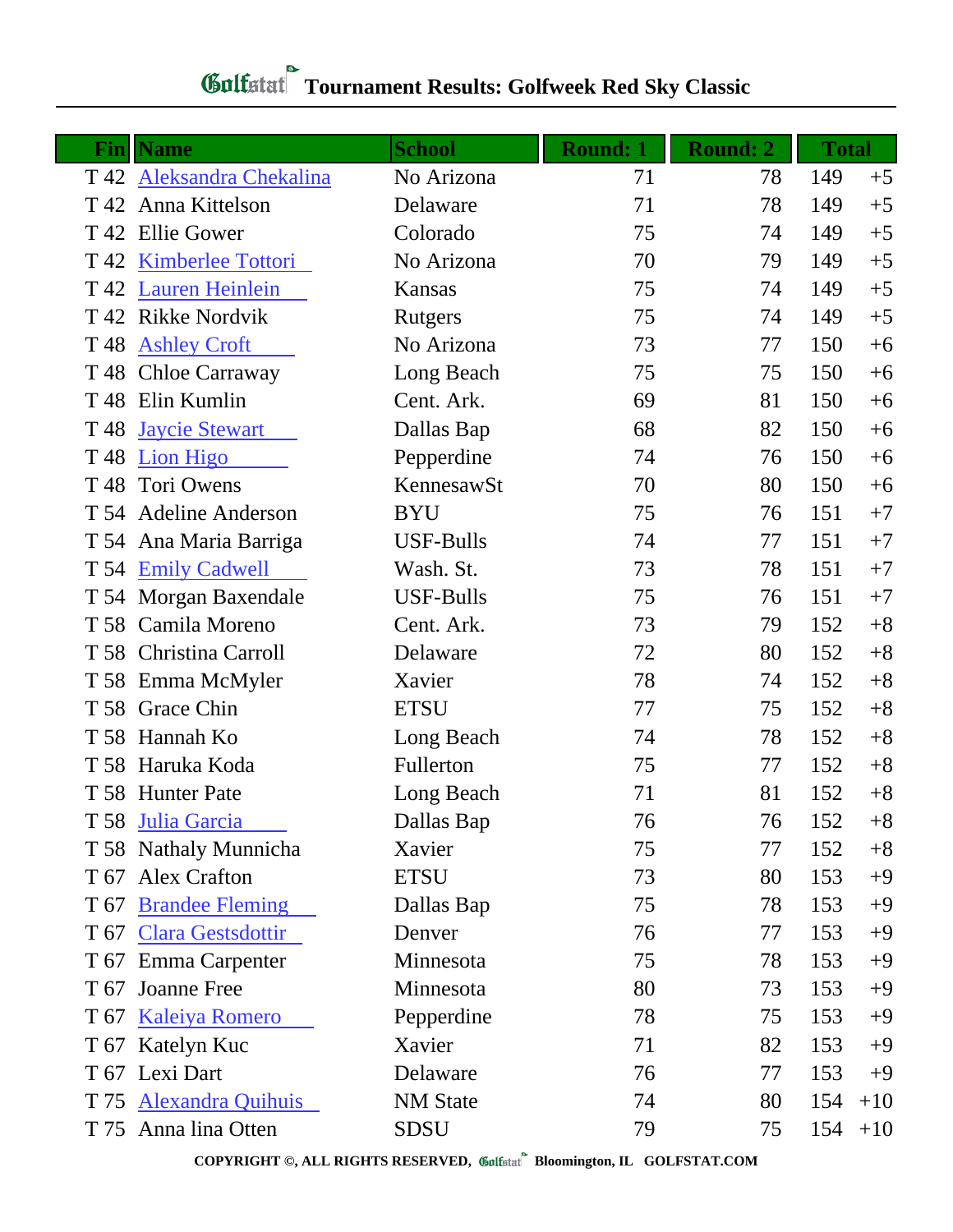# Golfstat Tournament Results: Golfweek Red Sky Classic

| Fin | Name | School | Round: 1 | Round: 2 | Total | |
|---|---|---|---|---|---|---|
| T 42 | Aleksandra Chekalina | No Arizona | 71 | 78 | 149 | +5 |
| T 42 | Anna Kittelson | Delaware | 71 | 78 | 149 | +5 |
| T 42 | Ellie Gower | Colorado | 75 | 74 | 149 | +5 |
| T 42 | Kimberlee Tottori | No Arizona | 70 | 79 | 149 | +5 |
| T 42 | Lauren Heinlein | Kansas | 75 | 74 | 149 | +5 |
| T 42 | Rikke Nordvik | Rutgers | 75 | 74 | 149 | +5 |
| T 48 | Ashley Croft | No Arizona | 73 | 77 | 150 | +6 |
| T 48 | Chloe Carraway | Long Beach | 75 | 75 | 150 | +6 |
| T 48 | Elin Kumlin | Cent. Ark. | 69 | 81 | 150 | +6 |
| T 48 | Jaycie Stewart | Dallas Bap | 68 | 82 | 150 | +6 |
| T 48 | Lion Higo | Pepperdine | 74 | 76 | 150 | +6 |
| T 48 | Tori Owens | KennesawSt | 70 | 80 | 150 | +6 |
| T 54 | Adeline Anderson | BYU | 75 | 76 | 151 | +7 |
| T 54 | Ana Maria Barriga | USF-Bulls | 74 | 77 | 151 | +7 |
| T 54 | Emily Cadwell | Wash. St. | 73 | 78 | 151 | +7 |
| T 54 | Morgan Baxendale | USF-Bulls | 75 | 76 | 151 | +7 |
| T 58 | Camila Moreno | Cent. Ark. | 73 | 79 | 152 | +8 |
| T 58 | Christina Carroll | Delaware | 72 | 80 | 152 | +8 |
| T 58 | Emma McMyler | Xavier | 78 | 74 | 152 | +8 |
| T 58 | Grace Chin | ETSU | 77 | 75 | 152 | +8 |
| T 58 | Hannah Ko | Long Beach | 74 | 78 | 152 | +8 |
| T 58 | Haruka Koda | Fullerton | 75 | 77 | 152 | +8 |
| T 58 | Hunter Pate | Long Beach | 71 | 81 | 152 | +8 |
| T 58 | Julia Garcia | Dallas Bap | 76 | 76 | 152 | +8 |
| T 58 | Nathaly Munnicha | Xavier | 75 | 77 | 152 | +8 |
| T 67 | Alex Crafton | ETSU | 73 | 80 | 153 | +9 |
| T 67 | Brandee Fleming | Dallas Bap | 75 | 78 | 153 | +9 |
| T 67 | Clara Gestsdottir | Denver | 76 | 77 | 153 | +9 |
| T 67 | Emma Carpenter | Minnesota | 75 | 78 | 153 | +9 |
| T 67 | Joanne Free | Minnesota | 80 | 73 | 153 | +9 |
| T 67 | Kaleiya Romero | Pepperdine | 78 | 75 | 153 | +9 |
| T 67 | Katelyn Kuc | Xavier | 71 | 82 | 153 | +9 |
| T 67 | Lexi Dart | Delaware | 76 | 77 | 153 | +9 |
| T 75 | Alexandra Quihuis | NM State | 74 | 80 | 154 | +10 |
| T 75 | Anna lina Otten | SDSU | 79 | 75 | 154 | +10 |

COPYRIGHT ©, ALL RIGHTS RESERVED, Golfstat Bloomington, IL GOLFSTAT.COM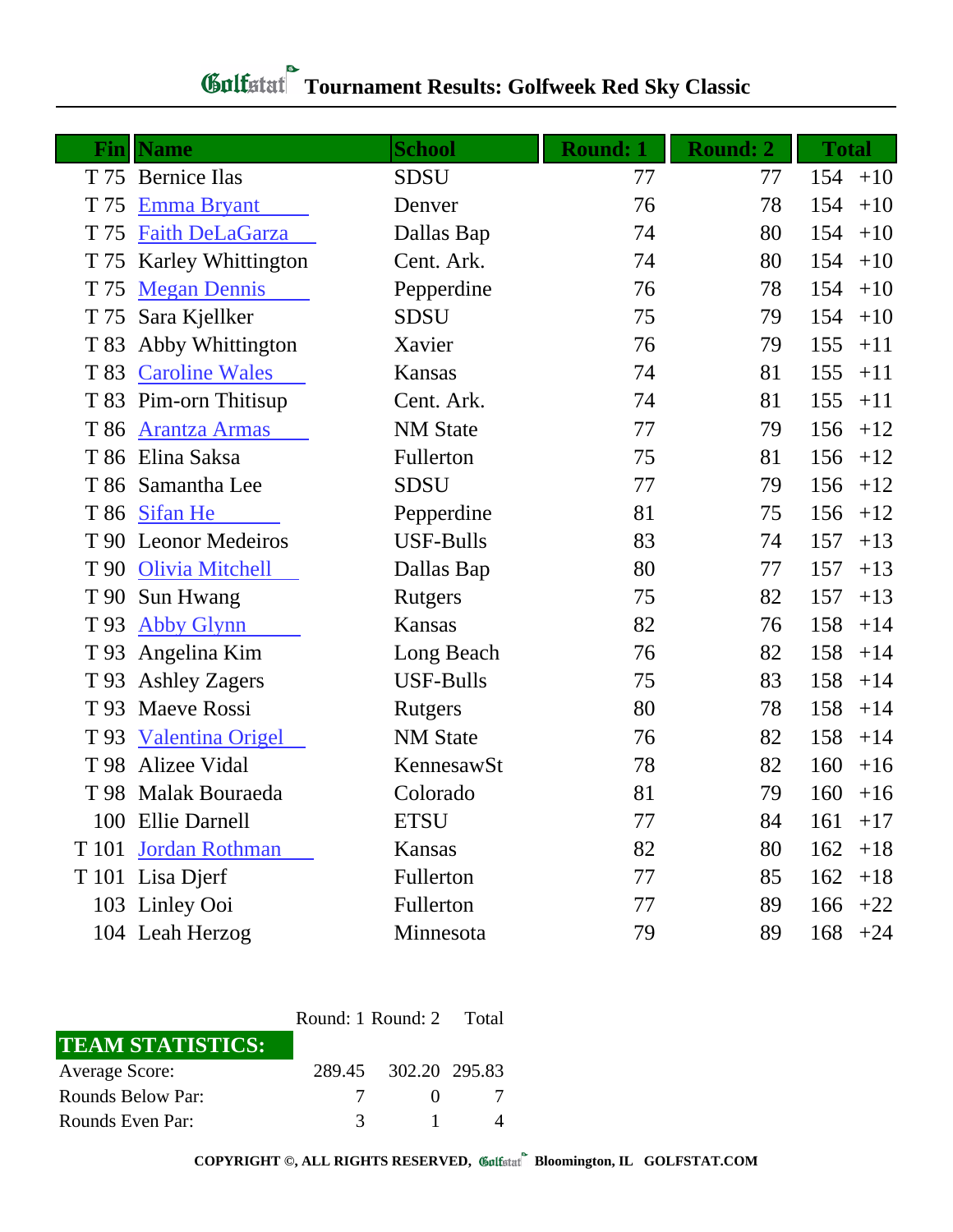# Tournament Results: Golfweek Red Sky Classic

| Fin | Name | School | Round: 1 | Round: 2 | Total | |
|---|---|---|---|---|---|---|
| T 75 | Bernice Ilas | SDSU | 77 | 77 | 154 | +10 |
| T 75 | Emma Bryant | Denver | 76 | 78 | 154 | +10 |
| T 75 | Faith DeLaGarza | Dallas Bap | 74 | 80 | 154 | +10 |
| T 75 | Karley Whittington | Cent. Ark. | 74 | 80 | 154 | +10 |
| T 75 | Megan Dennis | Pepperdine | 76 | 78 | 154 | +10 |
| T 75 | Sara Kjellker | SDSU | 75 | 79 | 154 | +10 |
| T 83 | Abby Whittington | Xavier | 76 | 79 | 155 | +11 |
| T 83 | Caroline Wales | Kansas | 74 | 81 | 155 | +11 |
| T 83 | Pim-orn Thitisup | Cent. Ark. | 74 | 81 | 155 | +11 |
| T 86 | Arantza Armas | NM State | 77 | 79 | 156 | +12 |
| T 86 | Elina Saksa | Fullerton | 75 | 81 | 156 | +12 |
| T 86 | Samantha Lee | SDSU | 77 | 79 | 156 | +12 |
| T 86 | Sifan He | Pepperdine | 81 | 75 | 156 | +12 |
| T 90 | Leonor Medeiros | USF-Bulls | 83 | 74 | 157 | +13 |
| T 90 | Olivia Mitchell | Dallas Bap | 80 | 77 | 157 | +13 |
| T 90 | Sun Hwang | Rutgers | 75 | 82 | 157 | +13 |
| T 93 | Abby Glynn | Kansas | 82 | 76 | 158 | +14 |
| T 93 | Angelina Kim | Long Beach | 76 | 82 | 158 | +14 |
| T 93 | Ashley Zagers | USF-Bulls | 75 | 83 | 158 | +14 |
| T 93 | Maeve Rossi | Rutgers | 80 | 78 | 158 | +14 |
| T 93 | Valentina Origel | NM State | 76 | 82 | 158 | +14 |
| T 98 | Alizee Vidal | KennesawSt | 78 | 82 | 160 | +16 |
| T 98 | Malak Bouraeda | Colorado | 81 | 79 | 160 | +16 |
| 100 | Ellie Darnell | ETSU | 77 | 84 | 161 | +17 |
| T 101 | Jordan Rothman | Kansas | 82 | 80 | 162 | +18 |
| T 101 | Lisa Djerf | Fullerton | 77 | 85 | 162 | +18 |
| 103 | Linley Ooi | Fullerton | 77 | 89 | 166 | +22 |
| 104 | Leah Herzog | Minnesota | 79 | 89 | 168 | +24 |

| TEAM STATISTICS: | Round: 1 | Round: 2 | Total |
|---|---|---|---|
| Average Score: | 289.45 | 302.20 | 295.83 |
| Rounds Below Par: | 7 | 0 | 7 |
| Rounds Even Par: | 3 | 1 | 4 |

COPYRIGHT ©, ALL RIGHTS RESERVED, Golfstat Bloomington, IL GOLFSTAT.COM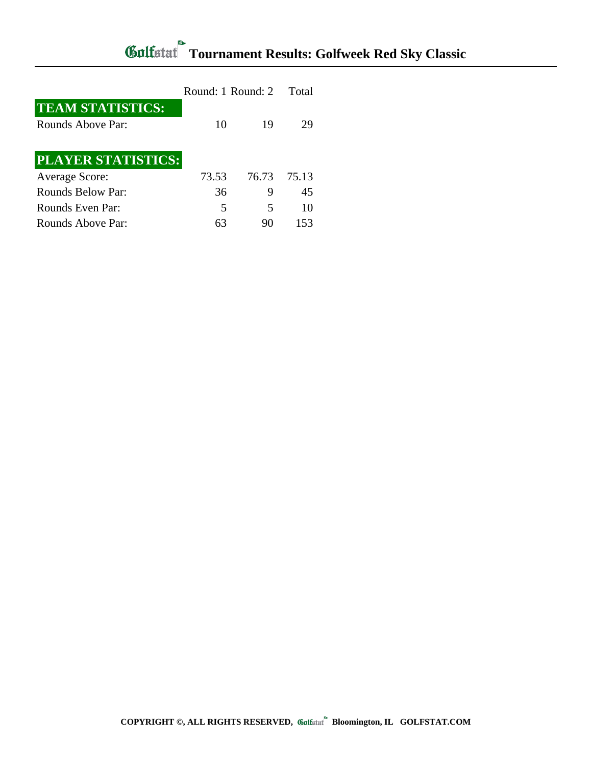# Golfstat Tournament Results: Golfweek Red Sky Classic

| | Round: 1 | Round: 2 | Total |
|---|---|---|---|
| **TEAM STATISTICS:** | | | |
| Rounds Above Par: | 10 | 19 | 29 |
| | | | |
| **PLAYER STATISTICS:** | | | |
| Average Score: | 73.53 | 76.73 | 75.13 |
| Rounds Below Par: | 36 | 9 | 45 |
| Rounds Even Par: | 5 | 5 | 10 |
| Rounds Above Par: | 63 | 90 | 153 |

COPYRIGHT ©, ALL RIGHTS RESERVED, Golfstat Bloomington, IL GOLFSTAT.COM